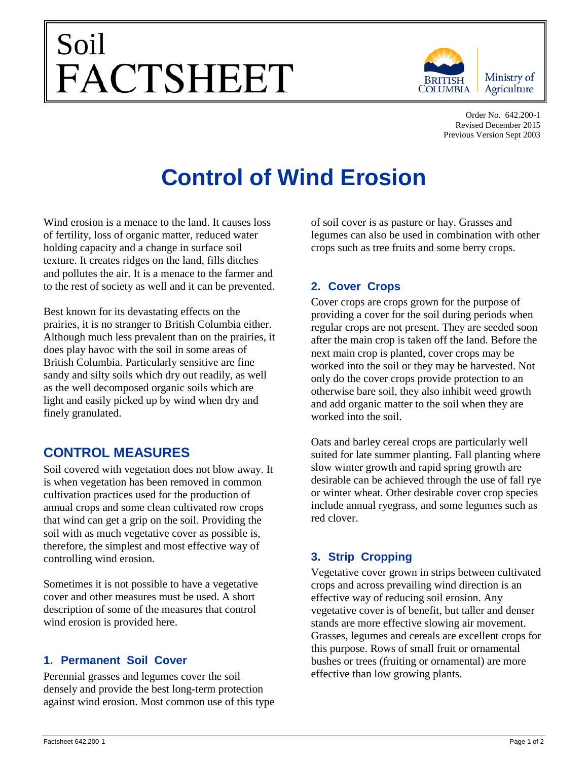# Soil FACTSHEET

Order No. 642.200-1
Revised December 2015
Previous Version Sept 2003

# Control of Wind Erosion

Wind erosion is a menace to the land. It causes loss of fertility, loss of organic matter, reduced water holding capacity and a change in surface soil texture. It creates ridges on the land, fills ditches and pollutes the air. It is a menace to the farmer and to the rest of society as well and it can be prevented.

Best known for its devastating effects on the prairies, it is no stranger to British Columbia either. Although much less prevalent than on the prairies, it does play havoc with the soil in some areas of British Columbia. Particularly sensitive are fine sandy and silty soils which dry out readily, as well as the well decomposed organic soils which are light and easily picked up by wind when dry and finely granulated.

## CONTROL MEASURES

Soil covered with vegetation does not blow away. It is when vegetation has been removed in common cultivation practices used for the production of annual crops and some clean cultivated row crops that wind can get a grip on the soil. Providing the soil with as much vegetative cover as possible is, therefore, the simplest and most effective way of controlling wind erosion.

Sometimes it is not possible to have a vegetative cover and other measures must be used. A short description of some of the measures that control wind erosion is provided here.

### 1. Permanent Soil Cover

Perennial grasses and legumes cover the soil densely and provide the best long-term protection against wind erosion. Most common use of this type of soil cover is as pasture or hay. Grasses and legumes can also be used in combination with other crops such as tree fruits and some berry crops.

### 2. Cover Crops

Cover crops are crops grown for the purpose of providing a cover for the soil during periods when regular crops are not present. They are seeded soon after the main crop is taken off the land. Before the next main crop is planted, cover crops may be worked into the soil or they may be harvested. Not only do the cover crops provide protection to an otherwise bare soil, they also inhibit weed growth and add organic matter to the soil when they are worked into the soil.

Oats and barley cereal crops are particularly well suited for late summer planting. Fall planting where slow winter growth and rapid spring growth are desirable can be achieved through the use of fall rye or winter wheat. Other desirable cover crop species include annual ryegrass, and some legumes such as red clover.

### 3. Strip Cropping

Vegetative cover grown in strips between cultivated crops and across prevailing wind direction is an effective way of reducing soil erosion. Any vegetative cover is of benefit, but taller and denser stands are more effective slowing air movement. Grasses, legumes and cereals are excellent crops for this purpose. Rows of small fruit or ornamental bushes or trees (fruiting or ornamental) are more effective than low growing plants.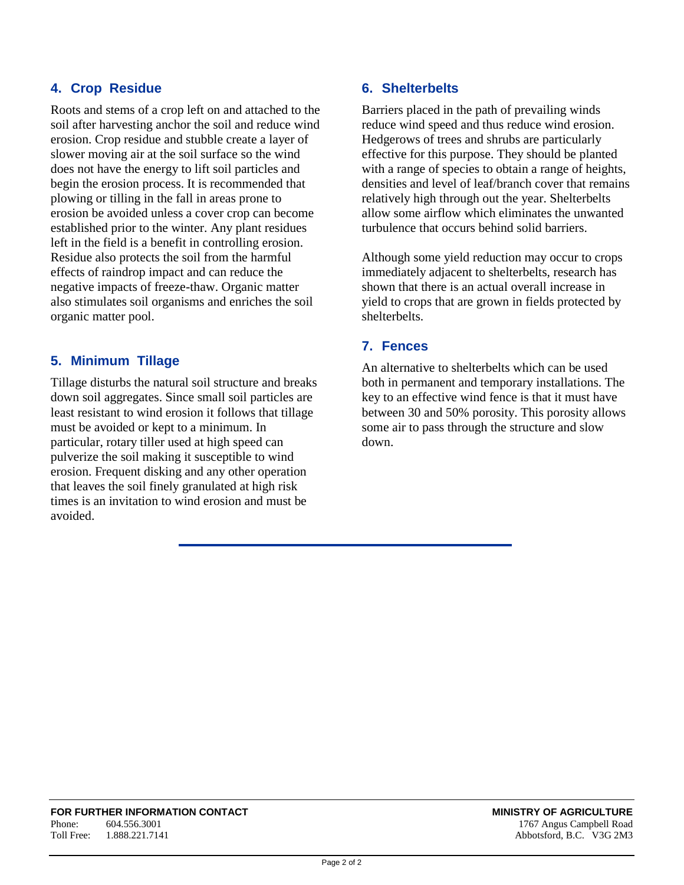## 4. Crop Residue

Roots and stems of a crop left on and attached to the soil after harvesting anchor the soil and reduce wind erosion. Crop residue and stubble create a layer of slower moving air at the soil surface so the wind does not have the energy to lift soil particles and begin the erosion process. It is recommended that plowing or tilling in the fall in areas prone to erosion be avoided unless a cover crop can become established prior to the winter. Any plant residues left in the field is a benefit in controlling erosion. Residue also protects the soil from the harmful effects of raindrop impact and can reduce the negative impacts of freeze-thaw. Organic matter also stimulates soil organisms and enriches the soil organic matter pool.

## 5. Minimum Tillage

Tillage disturbs the natural soil structure and breaks down soil aggregates. Since small soil particles are least resistant to wind erosion it follows that tillage must be avoided or kept to a minimum. In particular, rotary tiller used at high speed can pulverize the soil making it susceptible to wind erosion. Frequent disking and any other operation that leaves the soil finely granulated at high risk times is an invitation to wind erosion and must be avoided.

## 6. Shelterbelts

Barriers placed in the path of prevailing winds reduce wind speed and thus reduce wind erosion. Hedgerows of trees and shrubs are particularly effective for this purpose. They should be planted with a range of species to obtain a range of heights, densities and level of leaf/branch cover that remains relatively high through out the year. Shelterbelts allow some airflow which eliminates the unwanted turbulence that occurs behind solid barriers.

Although some yield reduction may occur to crops immediately adjacent to shelterbelts, research has shown that there is an actual overall increase in yield to crops that are grown in fields protected by shelterbelts.

## 7. Fences

An alternative to shelterbelts which can be used both in permanent and temporary installations. The key to an effective wind fence is that it must have between 30 and 50% porosity. This porosity allows some air to pass through the structure and slow down.

---

**FOR FURTHER INFORMATION CONTACT**
Phone: 604.556.3001
Toll Free: 1.888.221.7141

**MINISTRY OF AGRICULTURE**
1767 Angus Campbell Road
Abbotsford, B.C. V3G 2M3